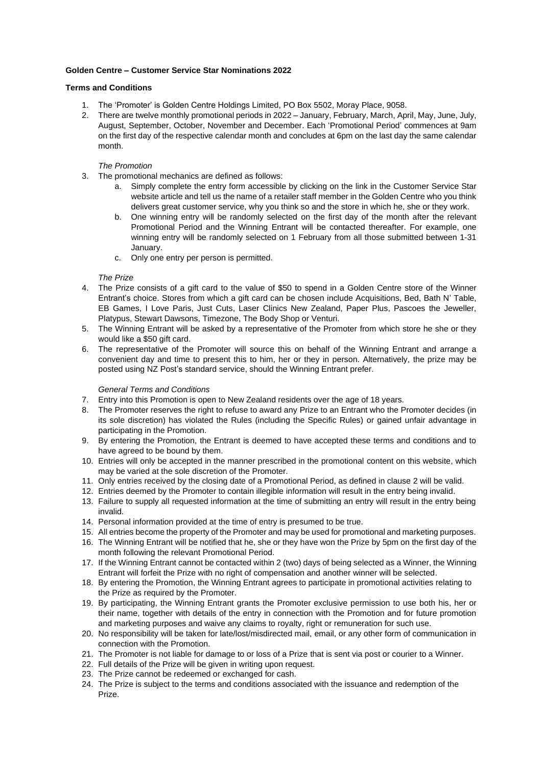**Golden Centre – Customer Service Star Nominations 2022**

**Terms and Conditions**

1. The 'Promoter' is Golden Centre Holdings Limited, PO Box 5502, Moray Place, 9058.
2. There are twelve monthly promotional periods in 2022 – January, February, March, April, May, June, July, August, September, October, November and December. Each 'Promotional Period' commences at 9am on the first day of the respective calendar month and concludes at 6pm on the last day the same calendar month.

*The Promotion*

3. The promotional mechanics are defined as follows:
   a. Simply complete the entry form accessible by clicking on the link in the Customer Service Star website article and tell us the name of a retailer staff member in the Golden Centre who you think delivers great customer service, why you think so and the store in which he, she or they work.
   b. One winning entry will be randomly selected on the first day of the month after the relevant Promotional Period and the Winning Entrant will be contacted thereafter. For example, one winning entry will be randomly selected on 1 February from all those submitted between 1-31 January.
   c. Only one entry per person is permitted.

*The Prize*

4. The Prize consists of a gift card to the value of $50 to spend in a Golden Centre store of the Winner Entrant's choice. Stores from which a gift card can be chosen include Acquisitions, Bed, Bath N' Table, EB Games, I Love Paris, Just Cuts, Laser Clinics New Zealand, Paper Plus, Pascoes the Jeweller, Platypus, Stewart Dawsons, Timezone, The Body Shop or Venturi.
5. The Winning Entrant will be asked by a representative of the Promoter from which store he she or they would like a $50 gift card.
6. The representative of the Promoter will source this on behalf of the Winning Entrant and arrange a convenient day and time to present this to him, her or they in person. Alternatively, the prize may be posted using NZ Post's standard service, should the Winning Entrant prefer.

*General Terms and Conditions*

7. Entry into this Promotion is open to New Zealand residents over the age of 18 years.
8. The Promoter reserves the right to refuse to award any Prize to an Entrant who the Promoter decides (in its sole discretion) has violated the Rules (including the Specific Rules) or gained unfair advantage in participating in the Promotion.
9. By entering the Promotion, the Entrant is deemed to have accepted these terms and conditions and to have agreed to be bound by them.
10. Entries will only be accepted in the manner prescribed in the promotional content on this website, which may be varied at the sole discretion of the Promoter.
11. Only entries received by the closing date of a Promotional Period, as defined in clause 2 will be valid.
12. Entries deemed by the Promoter to contain illegible information will result in the entry being invalid.
13. Failure to supply all requested information at the time of submitting an entry will result in the entry being invalid.
14. Personal information provided at the time of entry is presumed to be true.
15. All entries become the property of the Promoter and may be used for promotional and marketing purposes.
16. The Winning Entrant will be notified that he, she or they have won the Prize by 5pm on the first day of the month following the relevant Promotional Period.
17. If the Winning Entrant cannot be contacted within 2 (two) days of being selected as a Winner, the Winning Entrant will forfeit the Prize with no right of compensation and another winner will be selected.
18. By entering the Promotion, the Winning Entrant agrees to participate in promotional activities relating to the Prize as required by the Promoter.
19. By participating, the Winning Entrant grants the Promoter exclusive permission to use both his, her or their name, together with details of the entry in connection with the Promotion and for future promotion and marketing purposes and waive any claims to royalty, right or remuneration for such use.
20. No responsibility will be taken for late/lost/misdirected mail, email, or any other form of communication in connection with the Promotion.
21. The Promoter is not liable for damage to or loss of a Prize that is sent via post or courier to a Winner.
22. Full details of the Prize will be given in writing upon request.
23. The Prize cannot be redeemed or exchanged for cash.
24. The Prize is subject to the terms and conditions associated with the issuance and redemption of the Prize.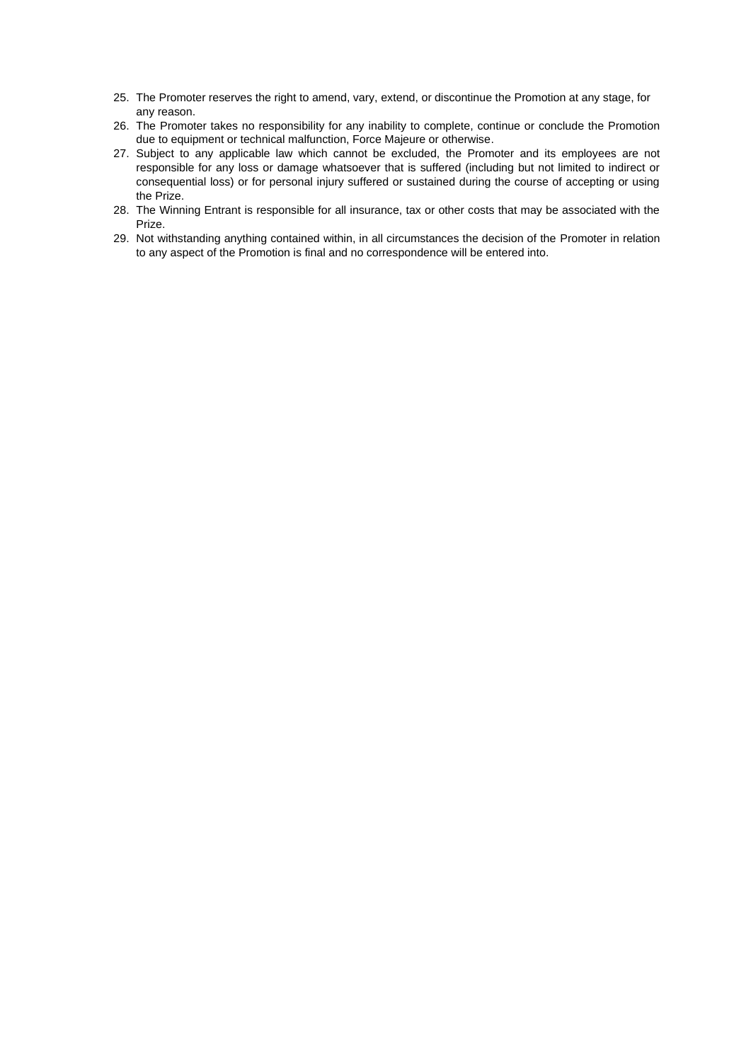25. The Promoter reserves the right to amend, vary, extend, or discontinue the Promotion at any stage, for any reason.
26. The Promoter takes no responsibility for any inability to complete, continue or conclude the Promotion due to equipment or technical malfunction, Force Majeure or otherwise.
27. Subject to any applicable law which cannot be excluded, the Promoter and its employees are not responsible for any loss or damage whatsoever that is suffered (including but not limited to indirect or consequential loss) or for personal injury suffered or sustained during the course of accepting or using the Prize.
28. The Winning Entrant is responsible for all insurance, tax or other costs that may be associated with the Prize.
29. Not withstanding anything contained within, in all circumstances the decision of the Promoter in relation to any aspect of the Promotion is final and no correspondence will be entered into.